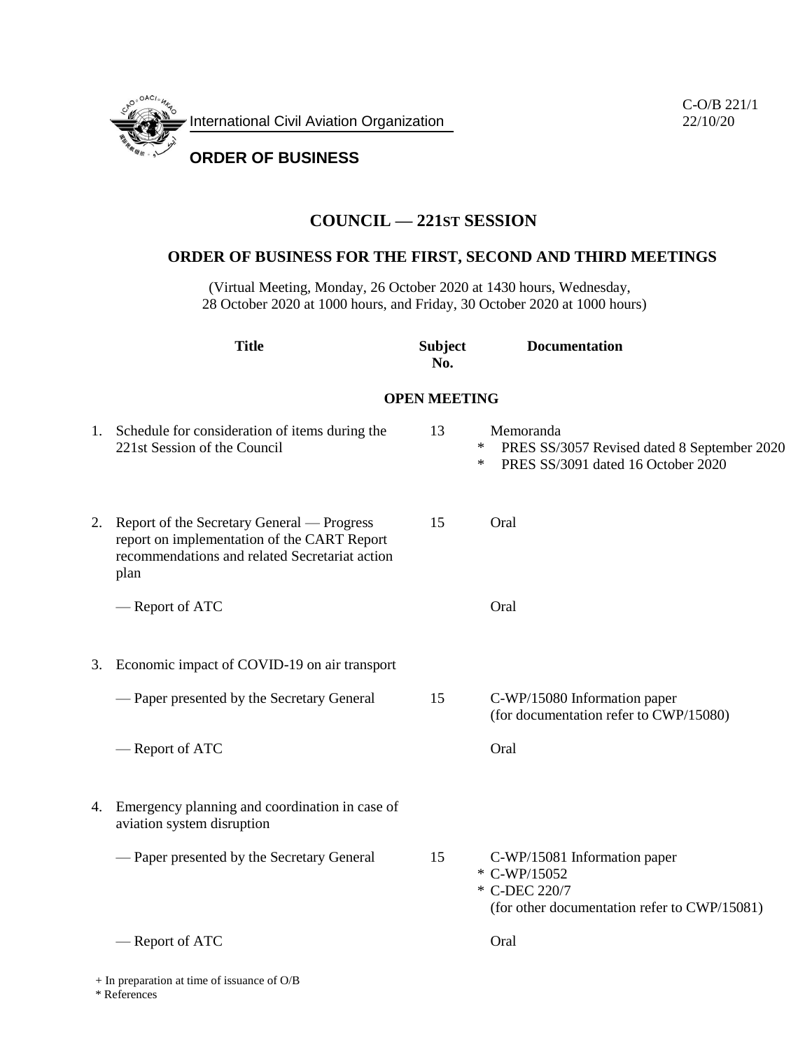C-O/B 221/1
22/10/20

International Civil Aviation Organization

**ORDER OF BUSINESS**

# COUNCIL — 221ST SESSION

## ORDER OF BUSINESS FOR THE FIRST, SECOND AND THIRD MEETINGS

(Virtual Meeting, Monday, 26 October 2020 at 1430 hours, Wednesday, 28 October 2020 at 1000 hours, and Friday, 30 October 2020 at 1000 hours)

| | Title | Subject No. | Documentation |
|---|---|---|---|
| | **OPEN MEETING** | | |
| 1. | Schedule for consideration of items during the 221st Session of the Council | 13 | Memoranda<br>* PRES SS/3057 Revised dated 8 September 2020<br>* PRES SS/3091 dated 16 October 2020 |
| 2. | Report of the Secretary General — Progress report on implementation of the CART Report recommendations and related Secretariat action plan | 15 | Oral |
| | — Report of ATC | | Oral |
| 3. | Economic impact of COVID-19 on air transport | | |
| | — Paper presented by the Secretary General | 15 | C-WP/15080 Information paper<br>(for documentation refer to CWP/15080) |
| | — Report of ATC | | Oral |
| 4. | Emergency planning and coordination in case of aviation system disruption | | |
| | — Paper presented by the Secretary General | 15 | C-WP/15081 Information paper<br>* C-WP/15052<br>* C-DEC 220/7<br>(for other documentation refer to CWP/15081) |
| | — Report of ATC | | Oral |

+ In preparation at time of issuance of O/B
* References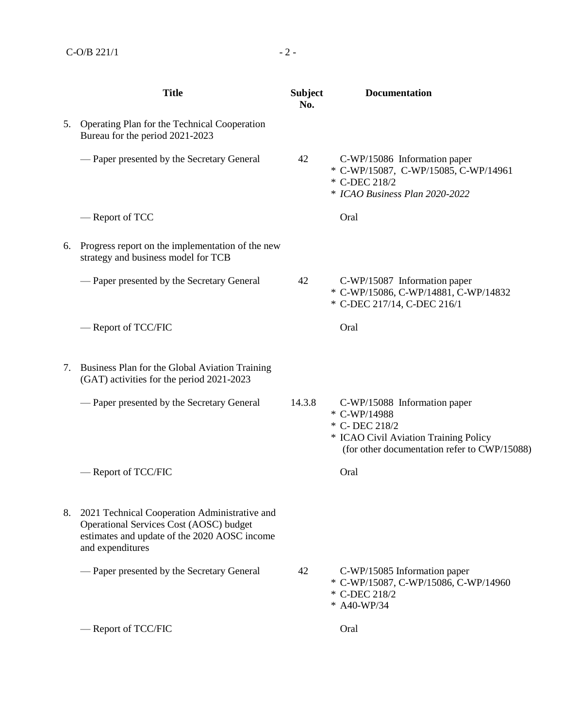| Title | Subject No. | Documentation |
|---|---|---|
| 5. Operating Plan for the Technical Cooperation Bureau for the period 2021-2023 | | |
| — Paper presented by the Secretary General | 42 | C-WP/15086 Information paper<br>* C-WP/15087, C-WP/15085, C-WP/14961<br>* C-DEC 218/2<br>* *ICAO Business Plan 2020-2022* |
| — Report of TCC | | Oral |
| 6. Progress report on the implementation of the new strategy and business model for TCB | | |
| — Paper presented by the Secretary General | 42 | C-WP/15087 Information paper<br>* C-WP/15086, C-WP/14881, C-WP/14832<br>* C-DEC 217/14, C-DEC 216/1 |
| — Report of TCC/FIC | | Oral |
| 7. Business Plan for the Global Aviation Training (GAT) activities for the period 2021-2023 | | |
| — Paper presented by the Secretary General | 14.3.8 | C-WP/15088 Information paper<br>* C-WP/14988<br>* C- DEC 218/2<br>* ICAO Civil Aviation Training Policy (for other documentation refer to CWP/15088) |
| — Report of TCC/FIC | | Oral |
| 8. 2021 Technical Cooperation Administrative and Operational Services Cost (AOSC) budget estimates and update of the 2020 AOSC income and expenditures | | |
| — Paper presented by the Secretary General | 42 | C-WP/15085 Information paper<br>* C-WP/15087, C-WP/15086, C-WP/14960<br>* C-DEC 218/2<br>* A40-WP/34 |
| — Report of TCC/FIC | | Oral |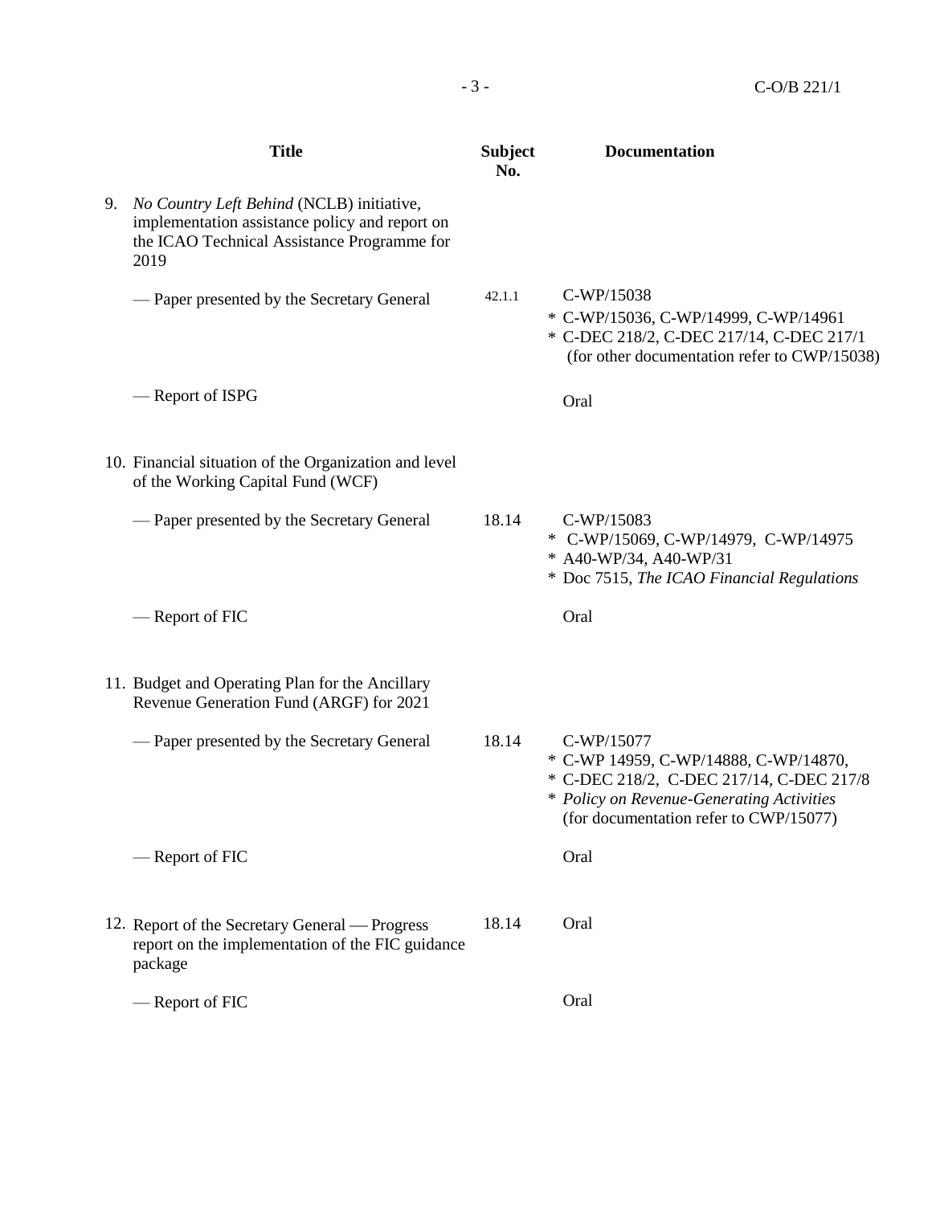| Title | Subject No. | Documentation |
| --- | --- | --- |
| 9. *No Country Left Behind* (NCLB) initiative, implementation assistance policy and report on the ICAO Technical Assistance Programme for 2019 | | |
| — Paper presented by the Secretary General | 42.1.1 | C-WP/15038<br>* C-WP/15036, C-WP/14999, C-WP/14961<br>* C-DEC 218/2, C-DEC 217/14, C-DEC 217/1 (for other documentation refer to CWP/15038) |
| — Report of ISPG | | Oral |
| 10. Financial situation of the Organization and level of the Working Capital Fund (WCF) | | |
| — Paper presented by the Secretary General | 18.14 | C-WP/15083<br>* C-WP/15069, C-WP/14979, C-WP/14975<br>* A40-WP/34, A40-WP/31<br>* Doc 7515, *The ICAO Financial Regulations* |
| — Report of FIC | | Oral |
| 11. Budget and Operating Plan for the Ancillary Revenue Generation Fund (ARGF) for 2021 | | |
| — Paper presented by the Secretary General | 18.14 | C-WP/15077<br>* C-WP 14959, C-WP/14888, C-WP/14870,<br>* C-DEC 218/2, C-DEC 217/14, C-DEC 217/8<br>* *Policy on Revenue-Generating Activities* (for documentation refer to CWP/15077) |
| — Report of FIC | | Oral |
| 12. Report of the Secretary General — Progress report on the implementation of the FIC guidance package | 18.14 | Oral |
| — Report of FIC | | Oral |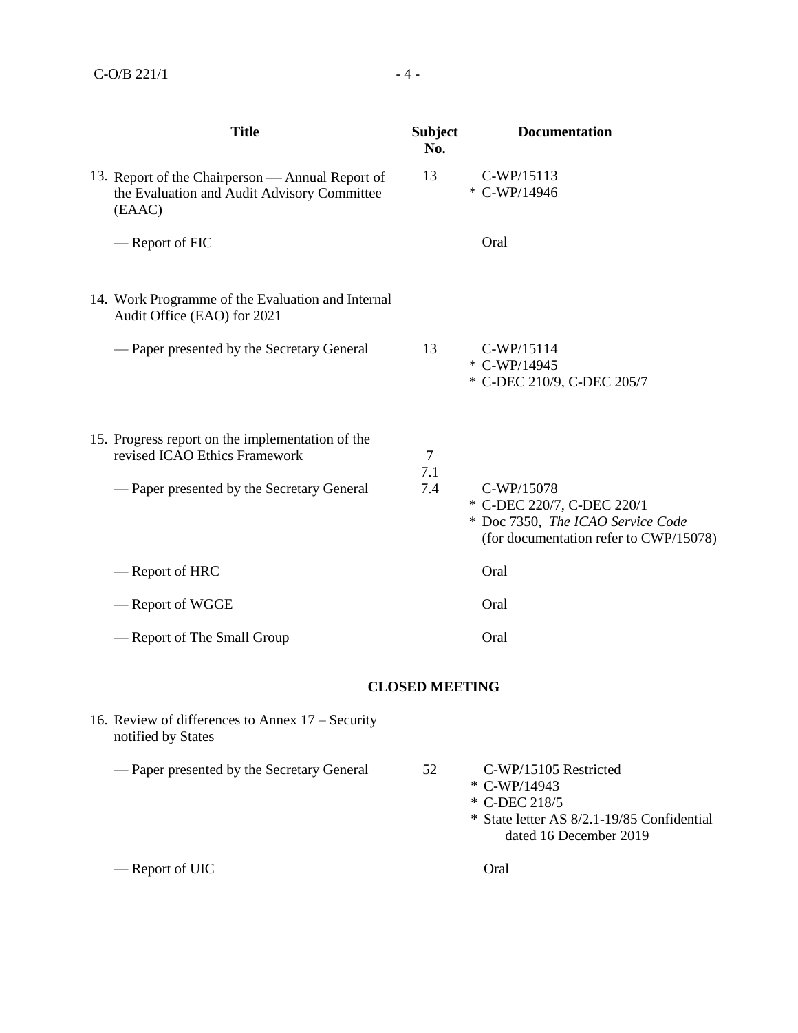| Title | Subject No. | Documentation |
|---|---|---|
| 13. Report of the Chairperson — Annual Report of the Evaluation and Audit Advisory Committee (EAAC) | 13 | C-WP/15113<br>* C-WP/14946 |
| — Report of FIC | | Oral |
| 14. Work Programme of the Evaluation and Internal Audit Office (EAO) for 2021 | | |
| — Paper presented by the Secretary General | 13 | C-WP/15114<br>* C-WP/14945<br>* C-DEC 210/9, C-DEC 205/7 |
| 15. Progress report on the implementation of the revised ICAO Ethics Framework | 7<br>7.1 | |
| — Paper presented by the Secretary General | 7.4 | C-WP/15078<br>* C-DEC 220/7, C-DEC 220/1<br>* Doc 7350, *The ICAO Service Code* (for documentation refer to CWP/15078) |
| — Report of HRC | | Oral |
| — Report of WGGE | | Oral |
| — Report of The Small Group | | Oral |

**CLOSED MEETING**

| Title | Subject No. | Documentation |
|---|---|---|
| 16. Review of differences to Annex 17 – Security notified by States | | |
| — Paper presented by the Secretary General | 52 | C-WP/15105 Restricted<br>* C-WP/14943<br>* C-DEC 218/5<br>* State letter AS 8/2.1-19/85 Confidential dated 16 December 2019 |
| — Report of UIC | | Oral |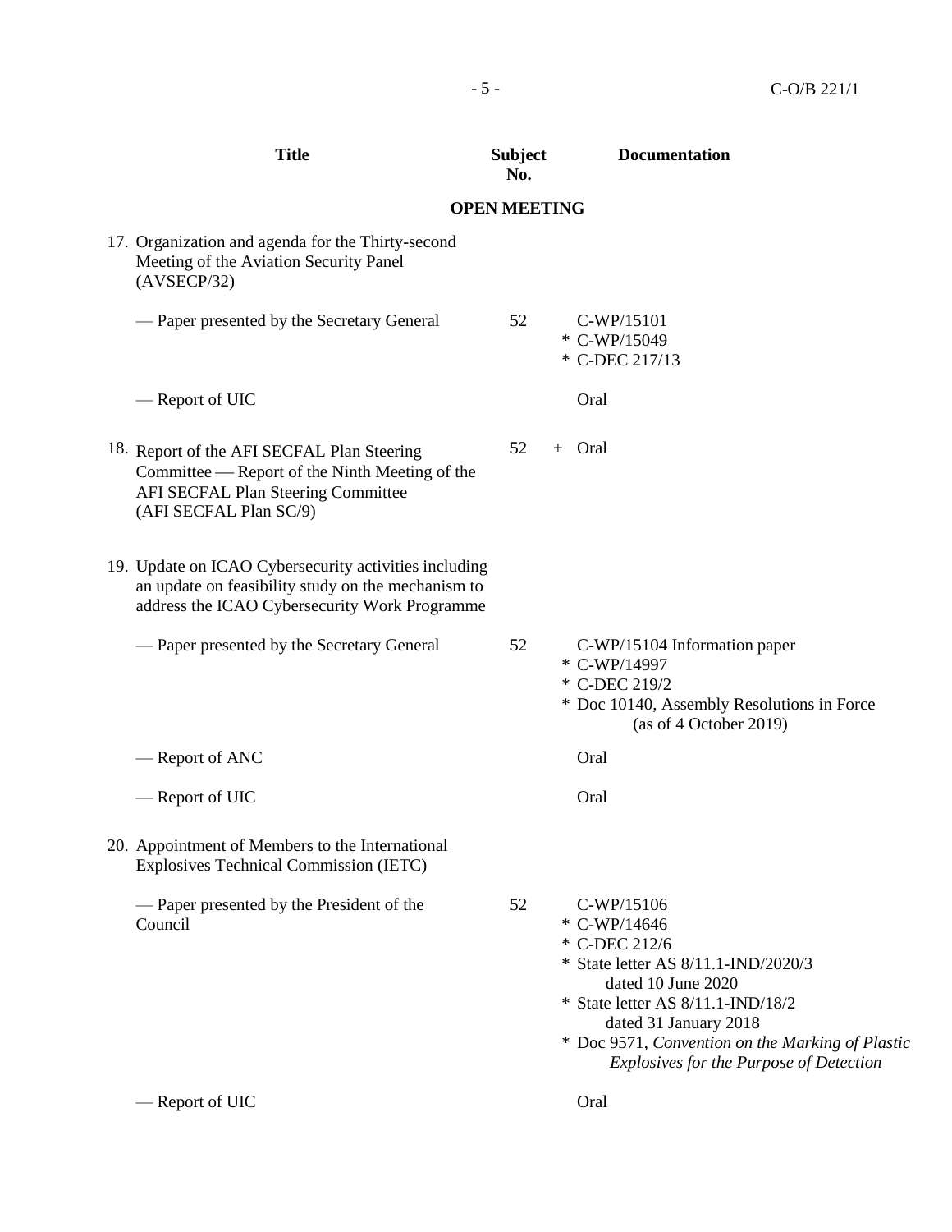| Title | Subject No. | Documentation |
| --- | --- | --- |
| | **OPEN MEETING** | |
| 17. Organization and agenda for the Thirty-second Meeting of the Aviation Security Panel (AVSECP/32) | | |
| — Paper presented by the Secretary General | 52 | C-WP/15101<br>* C-WP/15049<br>* C-DEC 217/13 |
| — Report of UIC | | Oral |
| 18. Report of the AFI SECFAL Plan Steering Committee — Report of the Ninth Meeting of the AFI SECFAL Plan Steering Committee (AFI SECFAL Plan SC/9) | 52 | + Oral |
| 19. Update on ICAO Cybersecurity activities including an update on feasibility study on the mechanism to address the ICAO Cybersecurity Work Programme | | |
| — Paper presented by the Secretary General | 52 | C-WP/15104 Information paper<br>* C-WP/14997<br>* C-DEC 219/2<br>* Doc 10140, Assembly Resolutions in Force (as of 4 October 2019) |
| — Report of ANC | | Oral |
| — Report of UIC | | Oral |
| 20. Appointment of Members to the International Explosives Technical Commission (IETC) | | |
| — Paper presented by the President of the Council | 52 | C-WP/15106<br>* C-WP/14646<br>* C-DEC 212/6<br>* State letter AS 8/11.1-IND/2020/3 dated 10 June 2020<br>* State letter AS 8/11.1-IND/18/2 dated 31 January 2018<br>* Doc 9571, *Convention on the Marking of Plastic Explosives for the Purpose of Detection* |
| — Report of UIC | | Oral |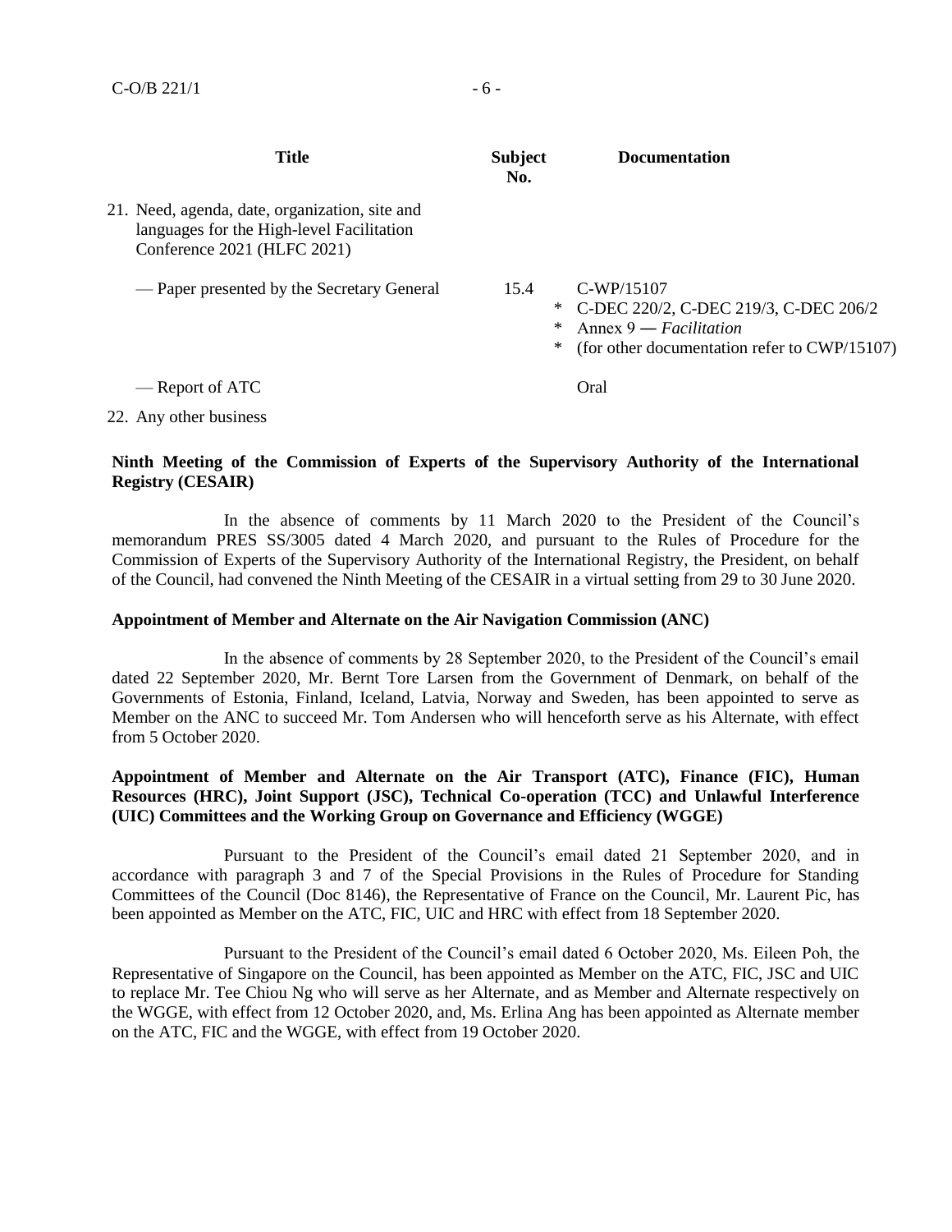| Title | Subject No. | Documentation |
|---|---|---|
| 21. Need, agenda, date, organization, site and languages for the High-level Facilitation Conference 2021 (HLFC 2021) | | |
| — Paper presented by the Secretary General | 15.4 | C-WP/15107<br>* C-DEC 220/2, C-DEC 219/3, C-DEC 206/2<br>* Annex 9 — *Facilitation*<br>* (for other documentation refer to CWP/15107) |
| — Report of ATC | | Oral |
| 22. Any other business | | |

**Ninth Meeting of the Commission of Experts of the Supervisory Authority of the International Registry (CESAIR)**

In the absence of comments by 11 March 2020 to the President of the Council's memorandum PRES SS/3005 dated 4 March 2020, and pursuant to the Rules of Procedure for the Commission of Experts of the Supervisory Authority of the International Registry, the President, on behalf of the Council, had convened the Ninth Meeting of the CESAIR in a virtual setting from 29 to 30 June 2020.

**Appointment of Member and Alternate on the Air Navigation Commission (ANC)**

In the absence of comments by 28 September 2020, to the President of the Council's email dated 22 September 2020, Mr. Bernt Tore Larsen from the Government of Denmark, on behalf of the Governments of Estonia, Finland, Iceland, Latvia, Norway and Sweden, has been appointed to serve as Member on the ANC to succeed Mr. Tom Andersen who will henceforth serve as his Alternate, with effect from 5 October 2020.

**Appointment of Member and Alternate on the Air Transport (ATC), Finance (FIC), Human Resources (HRC), Joint Support (JSC), Technical Co-operation (TCC) and Unlawful Interference (UIC) Committees and the Working Group on Governance and Efficiency (WGGE)**

Pursuant to the President of the Council's email dated 21 September 2020, and in accordance with paragraph 3 and 7 of the Special Provisions in the Rules of Procedure for Standing Committees of the Council (Doc 8146), the Representative of France on the Council, Mr. Laurent Pic, has been appointed as Member on the ATC, FIC, UIC and HRC with effect from 18 September 2020.

Pursuant to the President of the Council's email dated 6 October 2020, Ms. Eileen Poh, the Representative of Singapore on the Council, has been appointed as Member on the ATC, FIC, JSC and UIC to replace Mr. Tee Chiou Ng who will serve as her Alternate, and as Member and Alternate respectively on the WGGE, with effect from 12 October 2020, and, Ms. Erlina Ang has been appointed as Alternate member on the ATC, FIC and the WGGE, with effect from 19 October 2020.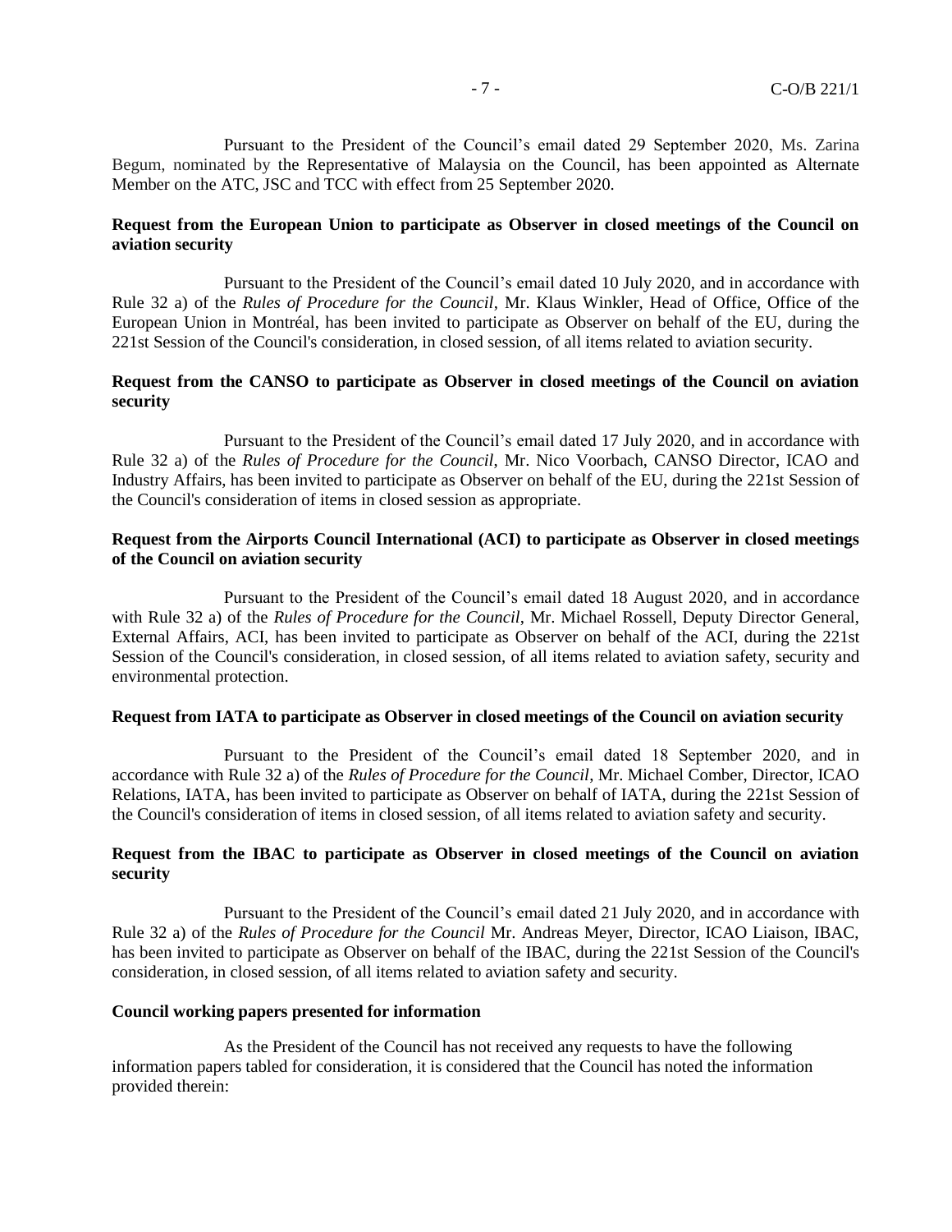Pursuant to the President of the Council's email dated 29 September 2020, Ms. Zarina Begum, nominated by the Representative of Malaysia on the Council, has been appointed as Alternate Member on the ATC, JSC and TCC with effect from 25 September 2020.

**Request from the European Union to participate as Observer in closed meetings of the Council on aviation security**

Pursuant to the President of the Council's email dated 10 July 2020, and in accordance with Rule 32 a) of the *Rules of Procedure for the Council*, Mr. Klaus Winkler, Head of Office, Office of the European Union in Montréal, has been invited to participate as Observer on behalf of the EU, during the 221st Session of the Council's consideration, in closed session, of all items related to aviation security.

**Request from the CANSO to participate as Observer in closed meetings of the Council on aviation security**

Pursuant to the President of the Council's email dated 17 July 2020, and in accordance with Rule 32 a) of the *Rules of Procedure for the Council*, Mr. Nico Voorbach, CANSO Director, ICAO and Industry Affairs, has been invited to participate as Observer on behalf of the EU, during the 221st Session of the Council's consideration of items in closed session as appropriate.

**Request from the Airports Council International (ACI) to participate as Observer in closed meetings of the Council on aviation security**

Pursuant to the President of the Council's email dated 18 August 2020, and in accordance with Rule 32 a) of the *Rules of Procedure for the Council*, Mr. Michael Rossell, Deputy Director General, External Affairs, ACI, has been invited to participate as Observer on behalf of the ACI, during the 221st Session of the Council's consideration, in closed session, of all items related to aviation safety, security and environmental protection.

**Request from IATA to participate as Observer in closed meetings of the Council on aviation security**

Pursuant to the President of the Council's email dated 18 September 2020, and in accordance with Rule 32 a) of the *Rules of Procedure for the Council*, Mr. Michael Comber, Director, ICAO Relations, IATA, has been invited to participate as Observer on behalf of IATA, during the 221st Session of the Council's consideration of items in closed session, of all items related to aviation safety and security.

**Request from the IBAC to participate as Observer in closed meetings of the Council on aviation security**

Pursuant to the President of the Council's email dated 21 July 2020, and in accordance with Rule 32 a) of the *Rules of Procedure for the Council* Mr. Andreas Meyer, Director, ICAO Liaison, IBAC, has been invited to participate as Observer on behalf of the IBAC, during the 221st Session of the Council's consideration, in closed session, of all items related to aviation safety and security.

**Council working papers presented for information**

As the President of the Council has not received any requests to have the following information papers tabled for consideration, it is considered that the Council has noted the information provided therein: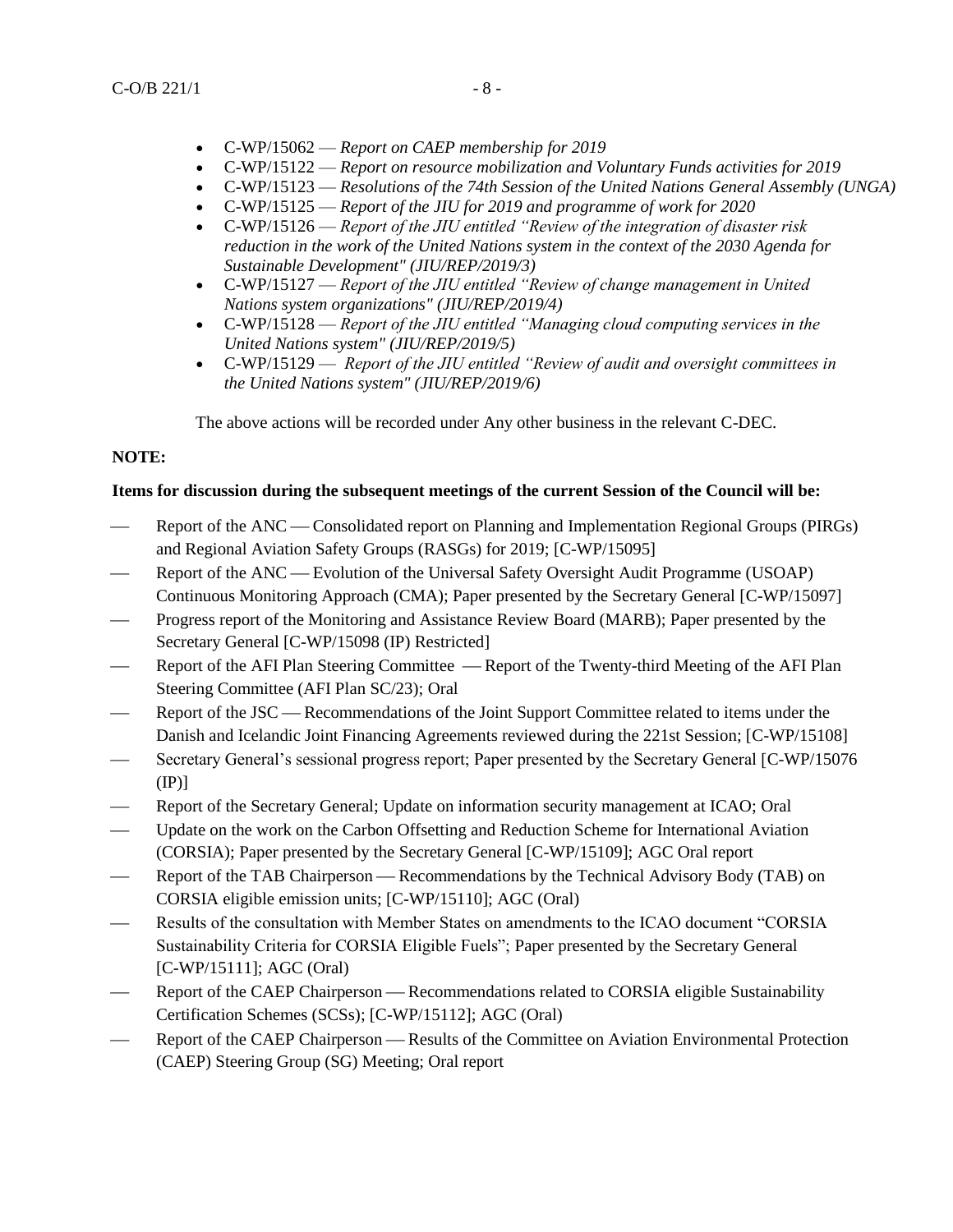- C-WP/15062 — *Report on CAEP membership for 2019*
- C-WP/15122 — *Report on resource mobilization and Voluntary Funds activities for 2019*
- C-WP/15123 — *Resolutions of the 74th Session of the United Nations General Assembly (UNGA)*
- C-WP/15125 — *Report of the JIU for 2019 and programme of work for 2020*
- C-WP/15126 — *Report of the JIU entitled "Review of the integration of disaster risk reduction in the work of the United Nations system in the context of the 2030 Agenda for Sustainable Development" (JIU/REP/2019/3)*
- C-WP/15127 — *Report of the JIU entitled "Review of change management in United Nations system organizations" (JIU/REP/2019/4)*
- C-WP/15128 — *Report of the JIU entitled "Managing cloud computing services in the United Nations system" (JIU/REP/2019/5)*
- C-WP/15129 — *Report of the JIU entitled "Review of audit and oversight committees in the United Nations system" (JIU/REP/2019/6)*

The above actions will be recorded under Any other business in the relevant C-DEC.

**NOTE:**

**Items for discussion during the subsequent meetings of the current Session of the Council will be:**

- Report of the ANC — Consolidated report on Planning and Implementation Regional Groups (PIRGs) and Regional Aviation Safety Groups (RASGs) for 2019; [C-WP/15095]
- Report of the ANC — Evolution of the Universal Safety Oversight Audit Programme (USOAP) Continuous Monitoring Approach (CMA); Paper presented by the Secretary General [C-WP/15097]
- Progress report of the Monitoring and Assistance Review Board (MARB); Paper presented by the Secretary General [C-WP/15098 (IP) Restricted]
- Report of the AFI Plan Steering Committee — Report of the Twenty-third Meeting of the AFI Plan Steering Committee (AFI Plan SC/23); Oral
- Report of the JSC — Recommendations of the Joint Support Committee related to items under the Danish and Icelandic Joint Financing Agreements reviewed during the 221st Session; [C-WP/15108]
- Secretary General's sessional progress report; Paper presented by the Secretary General [C-WP/15076 (IP)]
- Report of the Secretary General; Update on information security management at ICAO; Oral
- Update on the work on the Carbon Offsetting and Reduction Scheme for International Aviation (CORSIA); Paper presented by the Secretary General [C-WP/15109]; AGC Oral report
- Report of the TAB Chairperson — Recommendations by the Technical Advisory Body (TAB) on CORSIA eligible emission units; [C-WP/15110]; AGC (Oral)
- Results of the consultation with Member States on amendments to the ICAO document "CORSIA Sustainability Criteria for CORSIA Eligible Fuels"; Paper presented by the Secretary General [C-WP/15111]; AGC (Oral)
- Report of the CAEP Chairperson — Recommendations related to CORSIA eligible Sustainability Certification Schemes (SCSs); [C-WP/15112]; AGC (Oral)
- Report of the CAEP Chairperson — Results of the Committee on Aviation Environmental Protection (CAEP) Steering Group (SG) Meeting; Oral report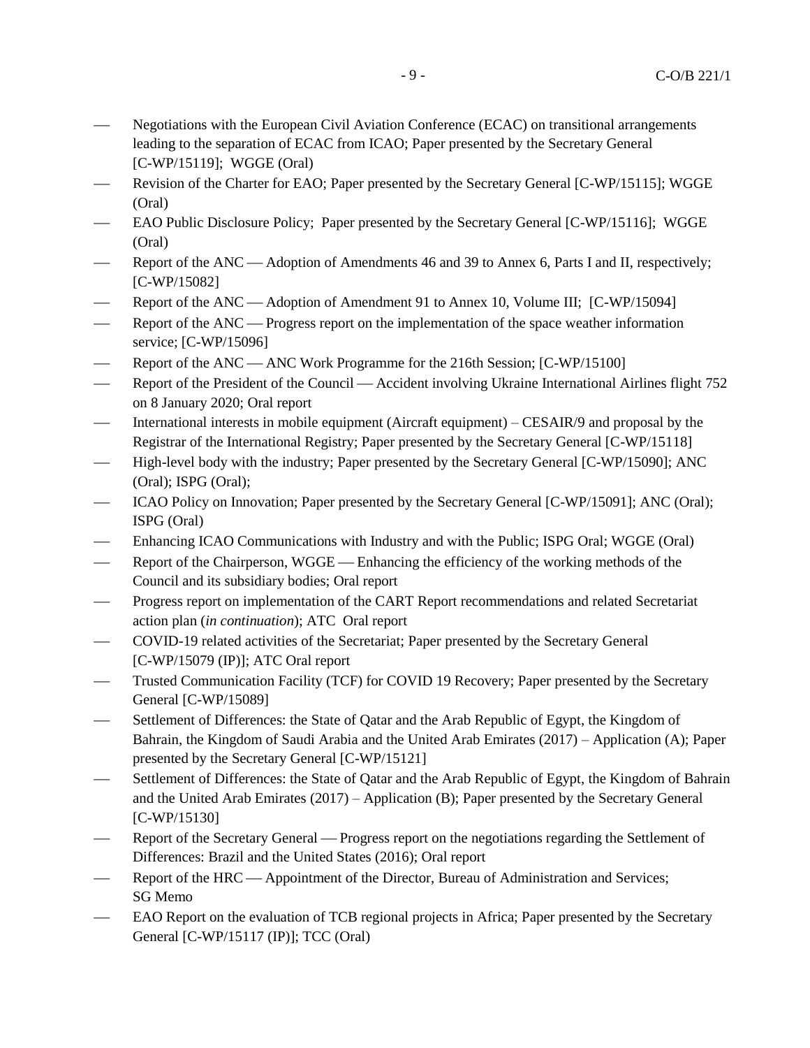- Negotiations with the European Civil Aviation Conference (ECAC) on transitional arrangements leading to the separation of ECAC from ICAO; Paper presented by the Secretary General [C-WP/15119]; WGGE (Oral)
- Revision of the Charter for EAO; Paper presented by the Secretary General [C-WP/15115]; WGGE (Oral)
- EAO Public Disclosure Policy; Paper presented by the Secretary General [C-WP/15116]; WGGE (Oral)
- Report of the ANC — Adoption of Amendments 46 and 39 to Annex 6, Parts I and II, respectively; [C-WP/15082]
- Report of the ANC — Adoption of Amendment 91 to Annex 10, Volume III; [C-WP/15094]
- Report of the ANC — Progress report on the implementation of the space weather information service; [C-WP/15096]
- Report of the ANC — ANC Work Programme for the 216th Session; [C-WP/15100]
- Report of the President of the Council — Accident involving Ukraine International Airlines flight 752 on 8 January 2020; Oral report
- International interests in mobile equipment (Aircraft equipment) – CESAIR/9 and proposal by the Registrar of the International Registry; Paper presented by the Secretary General [C-WP/15118]
- High-level body with the industry; Paper presented by the Secretary General [C-WP/15090]; ANC (Oral); ISPG (Oral);
- ICAO Policy on Innovation; Paper presented by the Secretary General [C-WP/15091]; ANC (Oral); ISPG (Oral)
- Enhancing ICAO Communications with Industry and with the Public; ISPG Oral; WGGE (Oral)
- Report of the Chairperson, WGGE — Enhancing the efficiency of the working methods of the Council and its subsidiary bodies; Oral report
- Progress report on implementation of the CART Report recommendations and related Secretariat action plan (*in continuation*); ATC Oral report
- COVID-19 related activities of the Secretariat; Paper presented by the Secretary General [C-WP/15079 (IP)]; ATC Oral report
- Trusted Communication Facility (TCF) for COVID 19 Recovery; Paper presented by the Secretary General [C-WP/15089]
- Settlement of Differences: the State of Qatar and the Arab Republic of Egypt, the Kingdom of Bahrain, the Kingdom of Saudi Arabia and the United Arab Emirates (2017) – Application (A); Paper presented by the Secretary General [C-WP/15121]
- Settlement of Differences: the State of Qatar and the Arab Republic of Egypt, the Kingdom of Bahrain and the United Arab Emirates (2017) – Application (B); Paper presented by the Secretary General [C-WP/15130]
- Report of the Secretary General — Progress report on the negotiations regarding the Settlement of Differences: Brazil and the United States (2016); Oral report
- Report of the HRC — Appointment of the Director, Bureau of Administration and Services; SG Memo
- EAO Report on the evaluation of TCB regional projects in Africa; Paper presented by the Secretary General [C-WP/15117 (IP)]; TCC (Oral)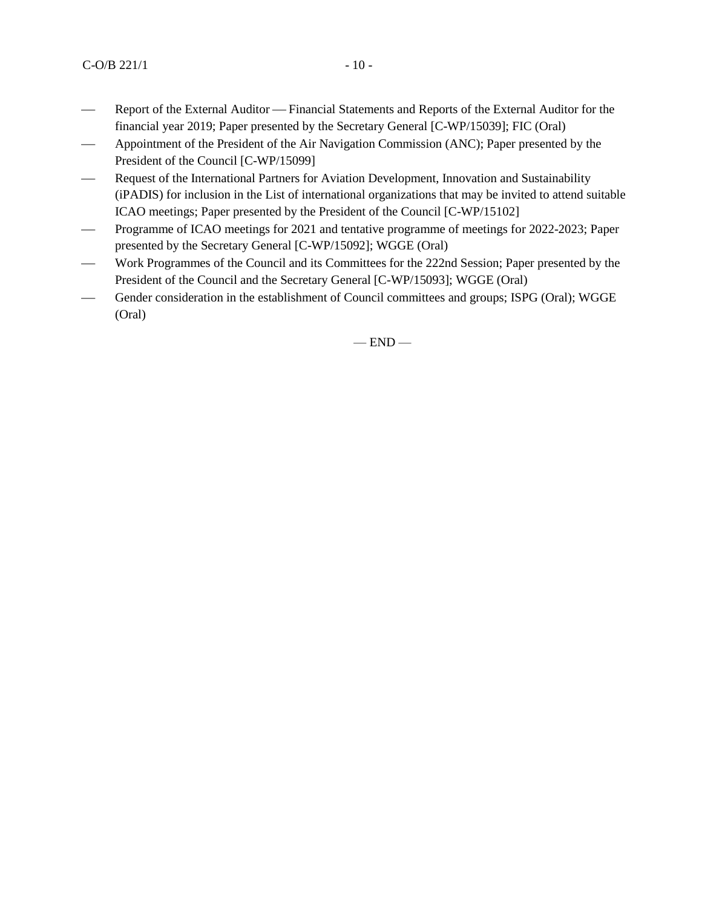- Report of the External Auditor — Financial Statements and Reports of the External Auditor for the financial year 2019; Paper presented by the Secretary General [C-WP/15039]; FIC (Oral)
- Appointment of the President of the Air Navigation Commission (ANC); Paper presented by the President of the Council [C-WP/15099]
- Request of the International Partners for Aviation Development, Innovation and Sustainability (iPADIS) for inclusion in the List of international organizations that may be invited to attend suitable ICAO meetings; Paper presented by the President of the Council [C-WP/15102]
- Programme of ICAO meetings for 2021 and tentative programme of meetings for 2022-2023; Paper presented by the Secretary General [C-WP/15092]; WGGE (Oral)
- Work Programmes of the Council and its Committees for the 222nd Session; Paper presented by the President of the Council and the Secretary General [C-WP/15093]; WGGE (Oral)
- Gender consideration in the establishment of Council committees and groups; ISPG (Oral); WGGE (Oral)

— END —